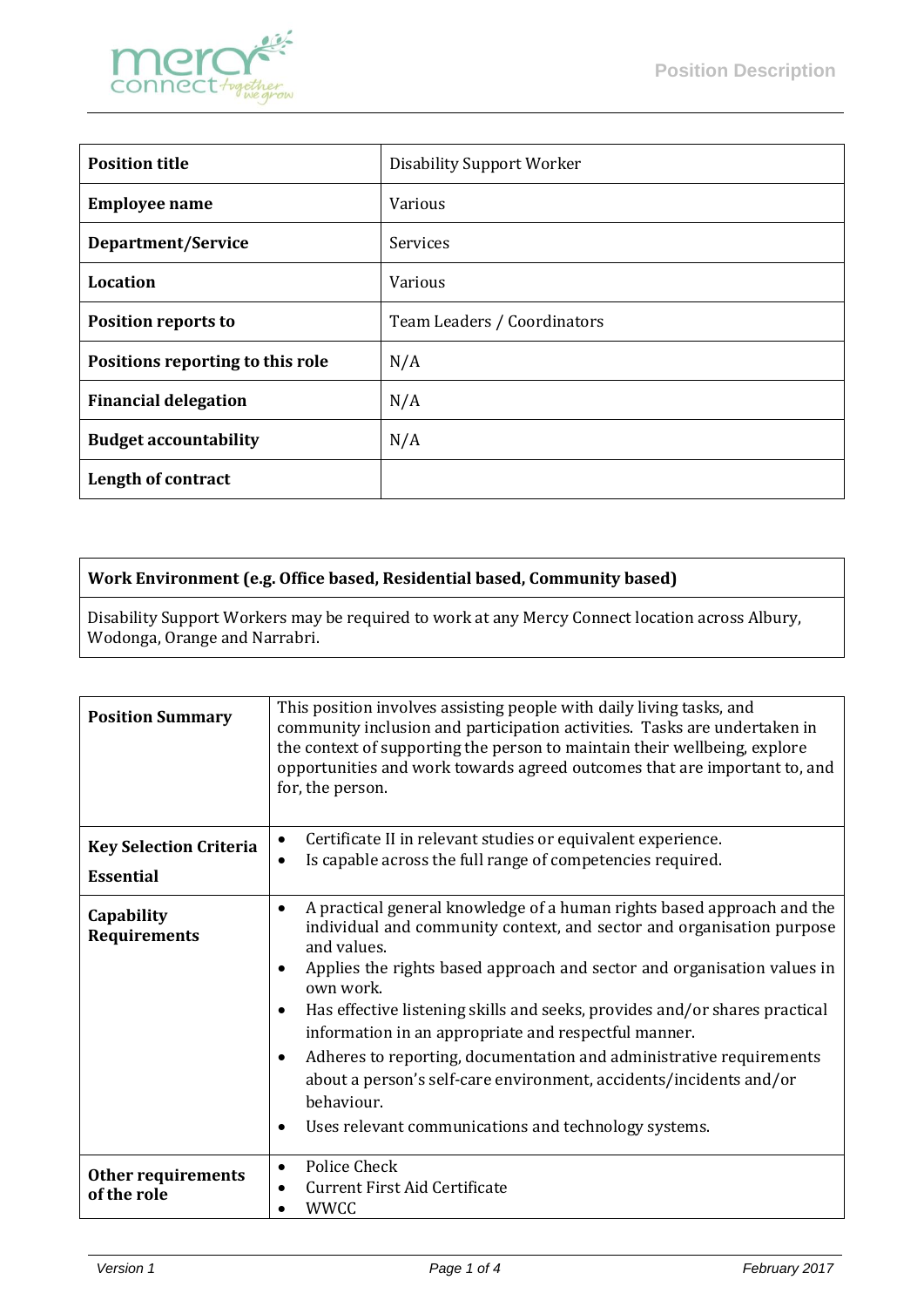# Position Description

| Position title | Disability Support Worker |
|---|---|
| Employee name | Various |
| Department/Service | Services |
| Location | Various |
| Position reports to | Team Leaders / Coordinators |
| Positions reporting to this role | N/A |
| Financial delegation | N/A |
| Budget accountability | N/A |
| Length of contract | |

| Work Environment (e.g. Office based, Residential based, Community based) |
|---|
| Disability Support Workers may be required to work at any Mercy Connect location across Albury, Wodonga, Orange and Narrabri. |

| | |
|---|---|
| **Position Summary** | This position involves assisting people with daily living tasks, and community inclusion and participation activities. Tasks are undertaken in the context of supporting the person to maintain their wellbeing, explore opportunities and work towards agreed outcomes that are important to, and for, the person. |
| **Key Selection Criteria Essential** | • Certificate II in relevant studies or equivalent experience.<br>• Is capable across the full range of competencies required. |
| **Capability Requirements** | • A practical general knowledge of a human rights based approach and the individual and community context, and sector and organisation purpose and values.<br>• Applies the rights based approach and sector and organisation values in own work.<br>• Has effective listening skills and seeks, provides and/or shares practical information in an appropriate and respectful manner.<br>• Adheres to reporting, documentation and administrative requirements about a person's self-care environment, accidents/incidents and/or behaviour.<br>• Uses relevant communications and technology systems. |
| **Other requirements of the role** | • Police Check<br>• Current First Aid Certificate<br>• WWCC |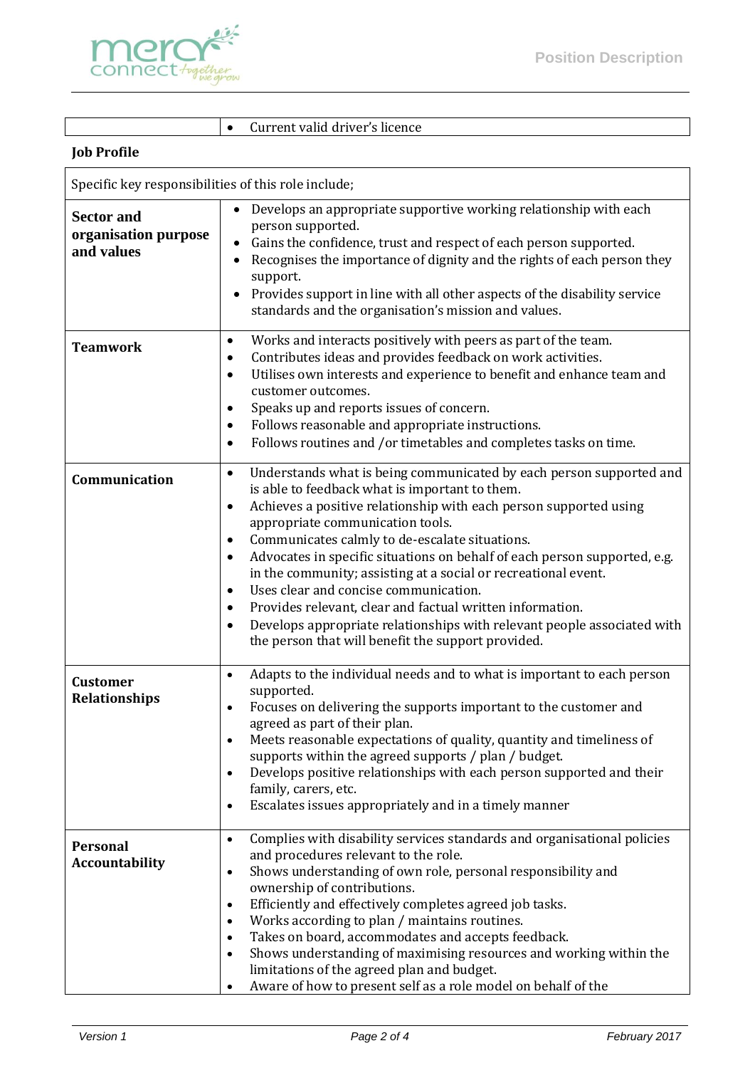| | |
|---|---|
| | • Current valid driver's licence |

**Job Profile**

| Specific key responsibilities of this role include; | |
|---|---|
| **Sector and organisation purpose and values** | • Develops an appropriate supportive working relationship with each person supported.<br>• Gains the confidence, trust and respect of each person supported.<br>• Recognises the importance of dignity and the rights of each person they support.<br>• Provides support in line with all other aspects of the disability service standards and the organisation's mission and values. |
| **Teamwork** | • Works and interacts positively with peers as part of the team.<br>• Contributes ideas and provides feedback on work activities.<br>• Utilises own interests and experience to benefit and enhance team and customer outcomes.<br>• Speaks up and reports issues of concern.<br>• Follows reasonable and appropriate instructions.<br>• Follows routines and /or timetables and completes tasks on time. |
| **Communication** | • Understands what is being communicated by each person supported and is able to feedback what is important to them.<br>• Achieves a positive relationship with each person supported using appropriate communication tools.<br>• Communicates calmly to de-escalate situations.<br>• Advocates in specific situations on behalf of each person supported, e.g. in the community; assisting at a social or recreational event.<br>• Uses clear and concise communication.<br>• Provides relevant, clear and factual written information.<br>• Develops appropriate relationships with relevant people associated with the person that will benefit the support provided. |
| **Customer Relationships** | • Adapts to the individual needs and to what is important to each person supported.<br>• Focuses on delivering the supports important to the customer and agreed as part of their plan.<br>• Meets reasonable expectations of quality, quantity and timeliness of supports within the agreed supports / plan / budget.<br>• Develops positive relationships with each person supported and their family, carers, etc.<br>• Escalates issues appropriately and in a timely manner |
| **Personal Accountability** | • Complies with disability services standards and organisational policies and procedures relevant to the role.<br>• Shows understanding of own role, personal responsibility and ownership of contributions.<br>• Efficiently and effectively completes agreed job tasks.<br>• Works according to plan / maintains routines.<br>• Takes on board, accommodates and accepts feedback.<br>• Shows understanding of maximising resources and working within the limitations of the agreed plan and budget.<br>• Aware of how to present self as a role model on behalf of the |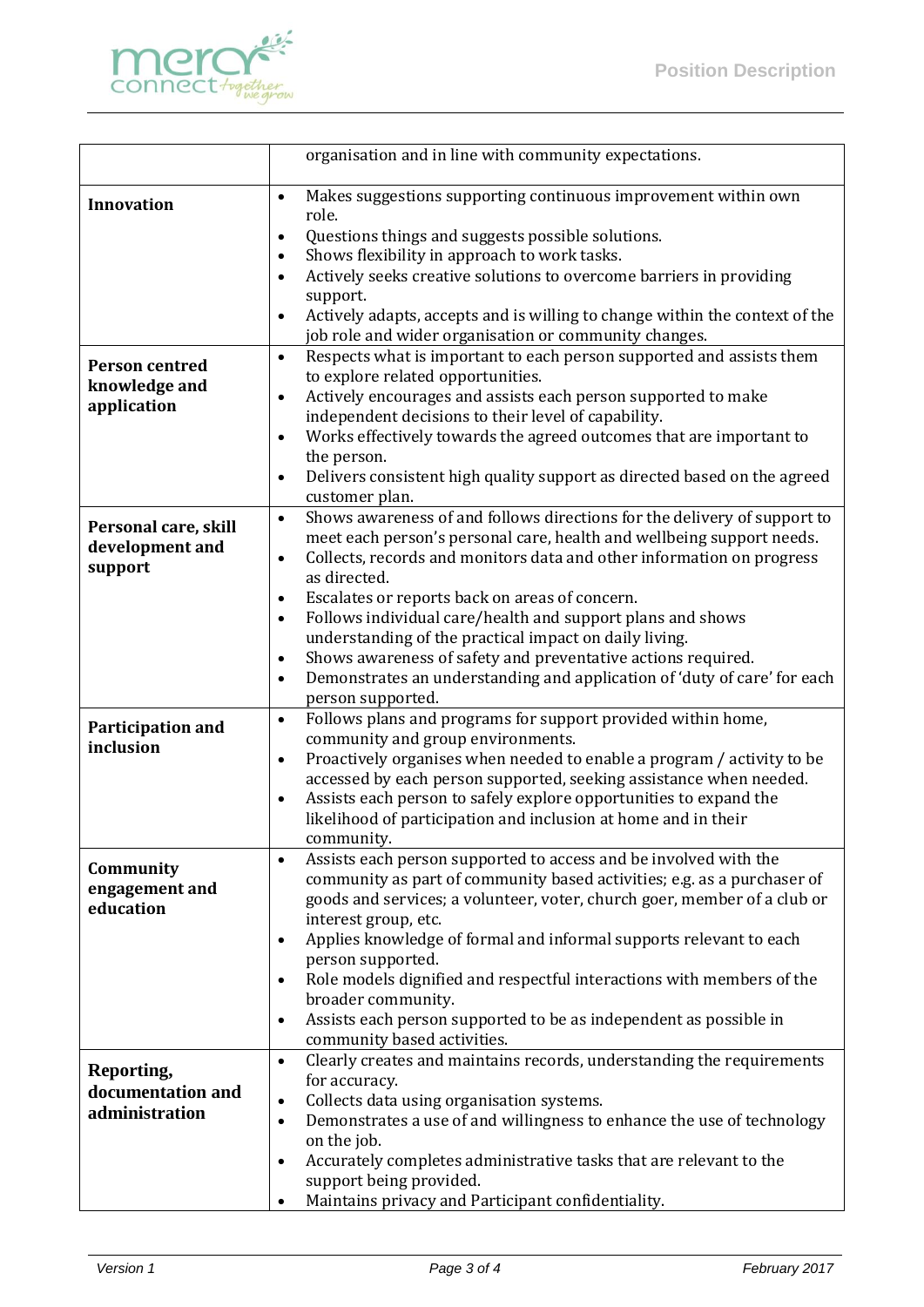| | |
|---|---|
| | organisation and in line with community expectations. |
| **Innovation** | • Makes suggestions supporting continuous improvement within own role.<br>• Questions things and suggests possible solutions.<br>• Shows flexibility in approach to work tasks.<br>• Actively seeks creative solutions to overcome barriers in providing support.<br>• Actively adapts, accepts and is willing to change within the context of the job role and wider organisation or community changes. |
| **Person centred knowledge and application** | • Respects what is important to each person supported and assists them to explore related opportunities.<br>• Actively encourages and assists each person supported to make independent decisions to their level of capability.<br>• Works effectively towards the agreed outcomes that are important to the person.<br>• Delivers consistent high quality support as directed based on the agreed customer plan. |
| **Personal care, skill development and support** | • Shows awareness of and follows directions for the delivery of support to meet each person's personal care, health and wellbeing support needs.<br>• Collects, records and monitors data and other information on progress as directed.<br>• Escalates or reports back on areas of concern.<br>• Follows individual care/health and support plans and shows understanding of the practical impact on daily living.<br>• Shows awareness of safety and preventative actions required.<br>• Demonstrates an understanding and application of 'duty of care' for each person supported. |
| **Participation and inclusion** | • Follows plans and programs for support provided within home, community and group environments.<br>• Proactively organises when needed to enable a program / activity to be accessed by each person supported, seeking assistance when needed.<br>• Assists each person to safely explore opportunities to expand the likelihood of participation and inclusion at home and in their community. |
| **Community engagement and education** | • Assists each person supported to access and be involved with the community as part of community based activities; e.g. as a purchaser of goods and services; a volunteer, voter, church goer, member of a club or interest group, etc.<br>• Applies knowledge of formal and informal supports relevant to each person supported.<br>• Role models dignified and respectful interactions with members of the broader community.<br>• Assists each person supported to be as independent as possible in community based activities. |
| **Reporting, documentation and administration** | • Clearly creates and maintains records, understanding the requirements for accuracy.<br>• Collects data using organisation systems.<br>• Demonstrates a use of and willingness to enhance the use of technology on the job.<br>• Accurately completes administrative tasks that are relevant to the support being provided.<br>• Maintains privacy and Participant confidentiality. |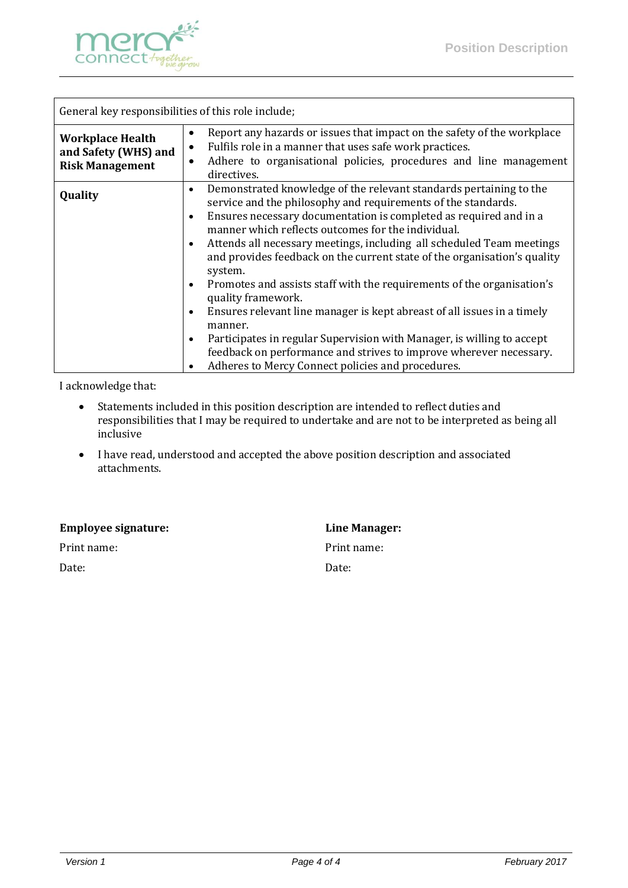| General key responsibilities of this role include; | |
|---|---|
| **Workplace Health and Safety (WHS) and Risk Management** | • Report any hazards or issues that impact on the safety of the workplace<br>• Fulfils role in a manner that uses safe work practices.<br>• Adhere to organisational policies, procedures and line management directives. |
| **Quality** | • Demonstrated knowledge of the relevant standards pertaining to the service and the philosophy and requirements of the standards.<br>• Ensures necessary documentation is completed as required and in a manner which reflects outcomes for the individual.<br>• Attends all necessary meetings, including all scheduled Team meetings and provides feedback on the current state of the organisation's quality system.<br>• Promotes and assists staff with the requirements of the organisation's quality framework.<br>• Ensures relevant line manager is kept abreast of all issues in a timely manner.<br>• Participates in regular Supervision with Manager, is willing to accept feedback on performance and strives to improve wherever necessary.<br>• Adheres to Mercy Connect policies and procedures. |

I acknowledge that:

- Statements included in this position description are intended to reflect duties and responsibilities that I may be required to undertake and are not to be interpreted as being all inclusive
- I have read, understood and accepted the above position description and associated attachments.

**Employee signature:**

Print name:

Date:

**Line Manager:**

Print name:

Date: